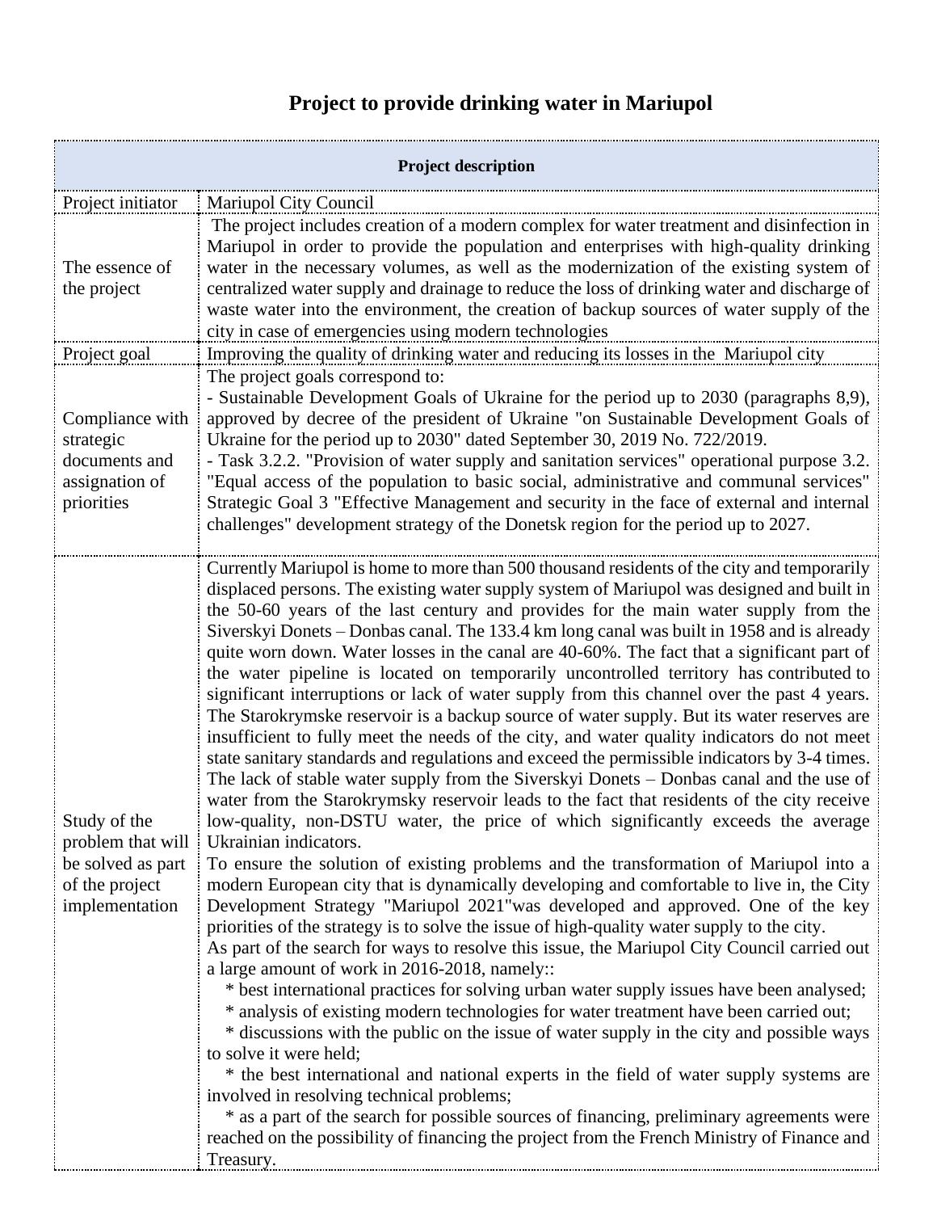# Project to provide drinking water in Mariupol

| Project description | |
|---|---|
| Project initiator | Mariupol City Council |
| The essence of the project | The project includes creation of a modern complex for water treatment and disinfection in Mariupol in order to provide the population and enterprises with high-quality drinking water in the necessary volumes, as well as the modernization of the existing system of centralized water supply and drainage to reduce the loss of drinking water and discharge of waste water into the environment, the creation of backup sources of water supply of the city in case of emergencies using modern technologies |
| Project goal | Improving the quality of drinking water and reducing its losses in the Mariupol city |
| Compliance with strategic documents and assignation of priorities | The project goals correspond to:<br>- Sustainable Development Goals of Ukraine for the period up to 2030 (paragraphs 8,9), approved by decree of the president of Ukraine "on Sustainable Development Goals of Ukraine for the period up to 2030" dated September 30, 2019 No. 722/2019.<br>- Task 3.2.2. "Provision of water supply and sanitation services" operational purpose 3.2. "Equal access of the population to basic social, administrative and communal services" Strategic Goal 3 "Effective Management and security in the face of external and internal challenges" development strategy of the Donetsk region for the period up to 2027. |
| Study of the problem that will be solved as part of the project implementation | Currently Mariupol is home to more than 500 thousand residents of the city and temporarily displaced persons. The existing water supply system of Mariupol was designed and built in the 50-60 years of the last century and provides for the main water supply from the Siverskyi Donets – Donbas canal. The 133.4 km long canal was built in 1958 and is already quite worn down. Water losses in the canal are 40-60%. The fact that a significant part of the water pipeline is located on temporarily uncontrolled territory has contributed to significant interruptions or lack of water supply from this channel over the past 4 years. The Starokrymske reservoir is a backup source of water supply. But its water reserves are insufficient to fully meet the needs of the city, and water quality indicators do not meet state sanitary standards and regulations and exceed the permissible indicators by 3-4 times. The lack of stable water supply from the Siverskyi Donets – Donbas canal and the use of water from the Starokrymsky reservoir leads to the fact that residents of the city receive low-quality, non-DSTU water, the price of which significantly exceeds the average Ukrainian indicators.<br>To ensure the solution of existing problems and the transformation of Mariupol into a modern European city that is dynamically developing and comfortable to live in, the City Development Strategy "Mariupol 2021"was developed and approved. One of the key priorities of the strategy is to solve the issue of high-quality water supply to the city.<br>As part of the search for ways to resolve this issue, the Mariupol City Council carried out a large amount of work in 2016-2018, namely::<br>* best international practices for solving urban water supply issues have been analysed;<br>* analysis of existing modern technologies for water treatment have been carried out;<br>* discussions with the public on the issue of water supply in the city and possible ways to solve it were held;<br>* the best international and national experts in the field of water supply systems are involved in resolving technical problems;<br>* as a part of the search for possible sources of financing, preliminary agreements were reached on the possibility of financing the project from the French Ministry of Finance and Treasury. |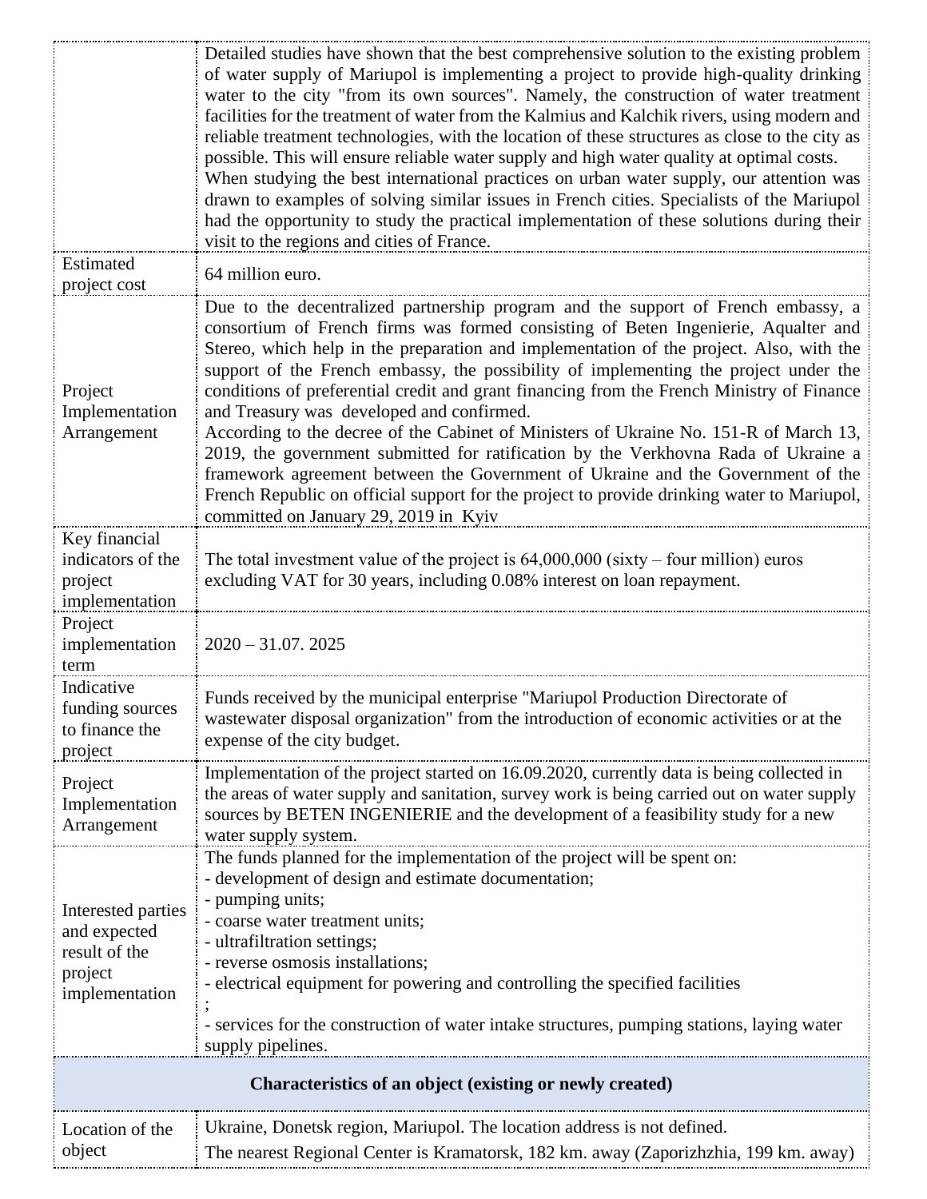| | |
|---|---|
| | Detailed studies have shown that the best comprehensive solution to the existing problem of water supply of Mariupol is implementing a project to provide high-quality drinking water to the city "from its own sources". Namely, the construction of water treatment facilities for the treatment of water from the Kalmius and Kalchik rivers, using modern and reliable treatment technologies, with the location of these structures as close to the city as possible. This will ensure reliable water supply and high water quality at optimal costs.<br>When studying the best international practices on urban water supply, our attention was drawn to examples of solving similar issues in French cities. Specialists of the Mariupol had the opportunity to study the practical implementation of these solutions during their visit to the regions and cities of France. |
| Estimated project cost | 64 million euro. |
| Project Implementation Arrangement | Due to the decentralized partnership program and the support of French embassy, a consortium of French firms was formed consisting of Beten Ingenierie, Aqualter and Stereo, which help in the preparation and implementation of the project. Also, with the support of the French embassy, the possibility of implementing the project under the conditions of preferential credit and grant financing from the French Ministry of Finance and Treasury was developed and confirmed.<br>According to the decree of the Cabinet of Ministers of Ukraine No. 151-R of March 13, 2019, the government submitted for ratification by the Verkhovna Rada of Ukraine a framework agreement between the Government of Ukraine and the Government of the French Republic on official support for the project to provide drinking water to Mariupol, committed on January 29, 2019 in Kyiv |
| Key financial indicators of the project implementation | The total investment value of the project is 64,000,000 (sixty – four million) euros excluding VAT for 30 years, including 0.08% interest on loan repayment. |
| Project implementation term | 2020 – 31.07. 2025 |
| Indicative funding sources to finance the project | Funds received by the municipal enterprise "Mariupol Production Directorate of wastewater disposal organization" from the introduction of economic activities or at the expense of the city budget. |
| Project Implementation Arrangement | Implementation of the project started on 16.09.2020, currently data is being collected in the areas of water supply and sanitation, survey work is being carried out on water supply sources by BETEN INGENIERIE and the development of a feasibility study for a new water supply system. |
| Interested parties and expected result of the project implementation | The funds planned for the implementation of the project will be spent on:<br>- development of design and estimate documentation;<br>- pumping units;<br>- coarse water treatment units;<br>- ultrafiltration settings;<br>- reverse osmosis installations;<br>- electrical equipment for powering and controlling the specified facilities<br>;<br>- services for the construction of water intake structures, pumping stations, laying water supply pipelines. |
| **Characteristics of an object (existing or newly created)** | |
| Location of the object | Ukraine, Donetsk region, Mariupol. The location address is not defined.<br>The nearest Regional Center is Kramatorsk, 182 km. away (Zaporizhzhia, 199 km. away) |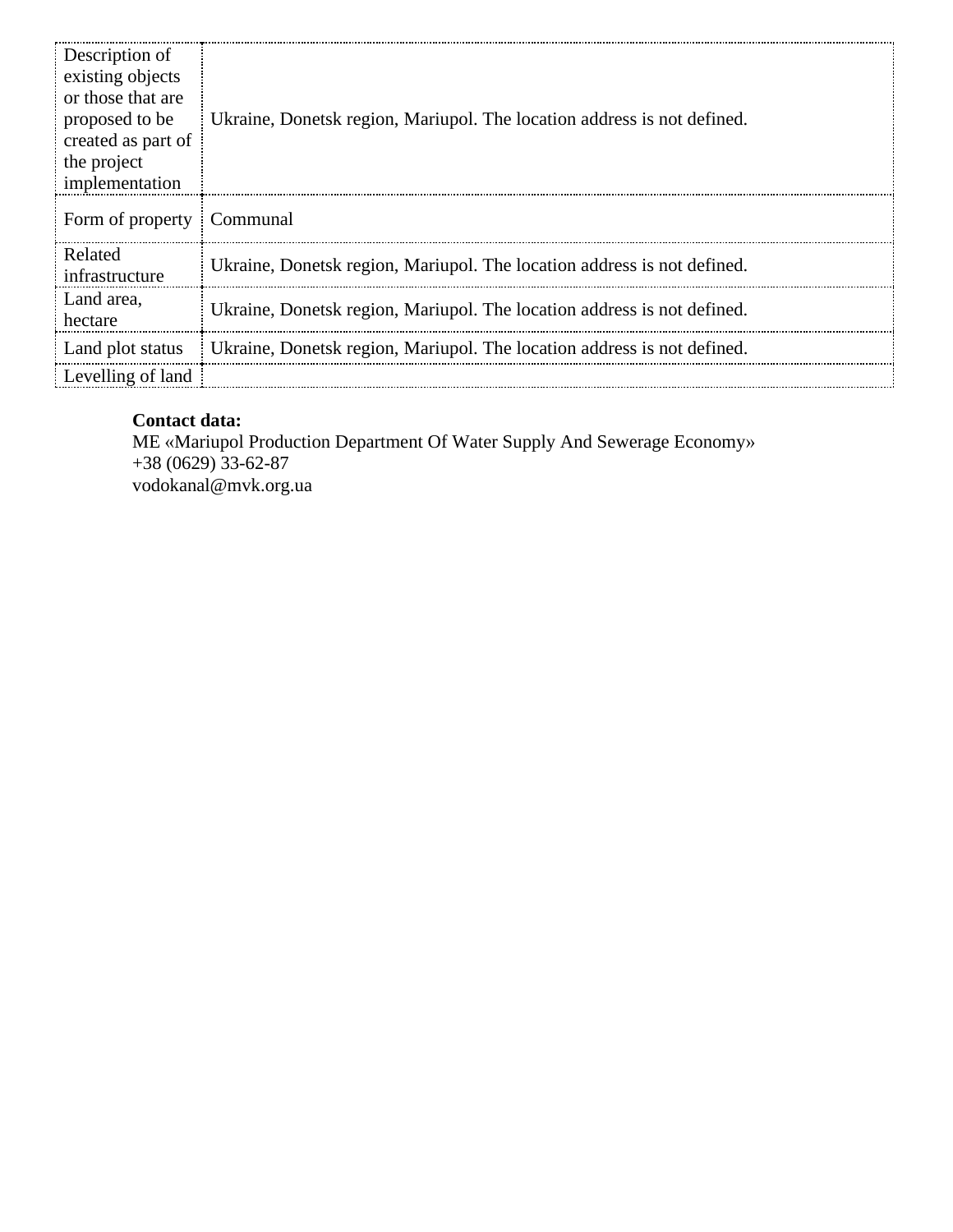| | |
|---|---|
| Description of existing objects or those that are proposed to be created as part of the project implementation | Ukraine, Donetsk region, Mariupol. The location address is not defined. |
| Form of property | Communal |
| Related infrastructure | Ukraine, Donetsk region, Mariupol. The location address is not defined. |
| Land area, hectare | Ukraine, Donetsk region, Mariupol. The location address is not defined. |
| Land plot status | Ukraine, Donetsk region, Mariupol. The location address is not defined. |
| Levelling of land | |

**Contact data:**
ME «Mariupol Production Department Of Water Supply And Sewerage Economy»
+38 (0629) 33-62-87
vodokanal@mvk.org.ua